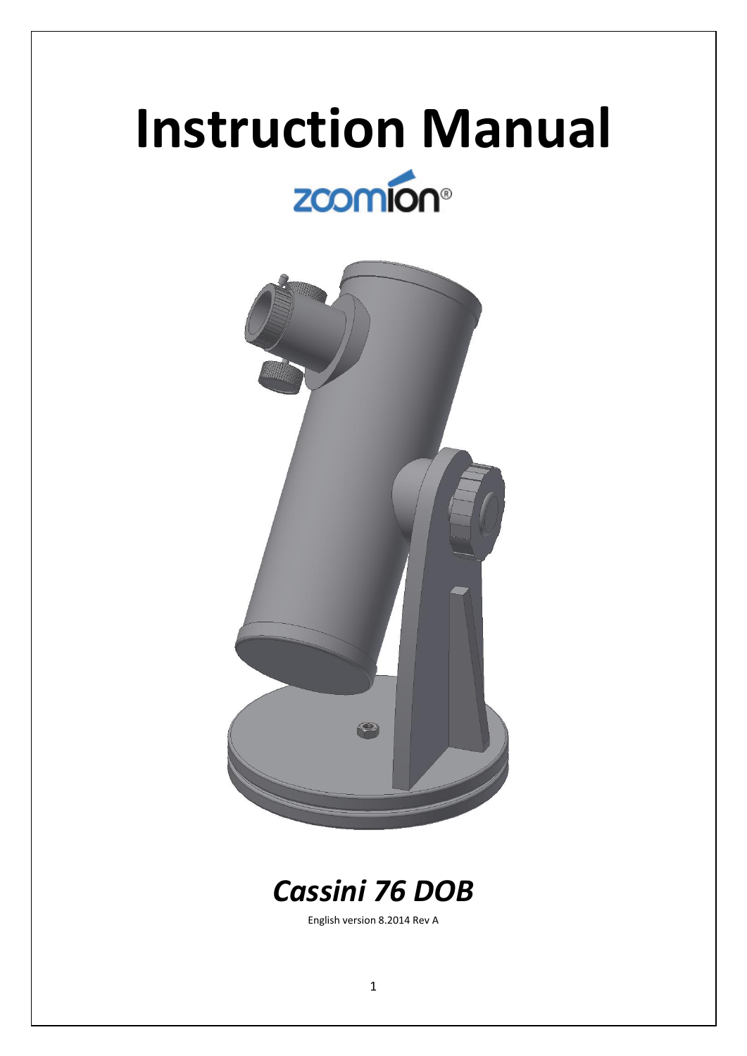# Instruction Manual

zoomion®

## *Cassini 76 DOB*

English version 8.2014 Rev A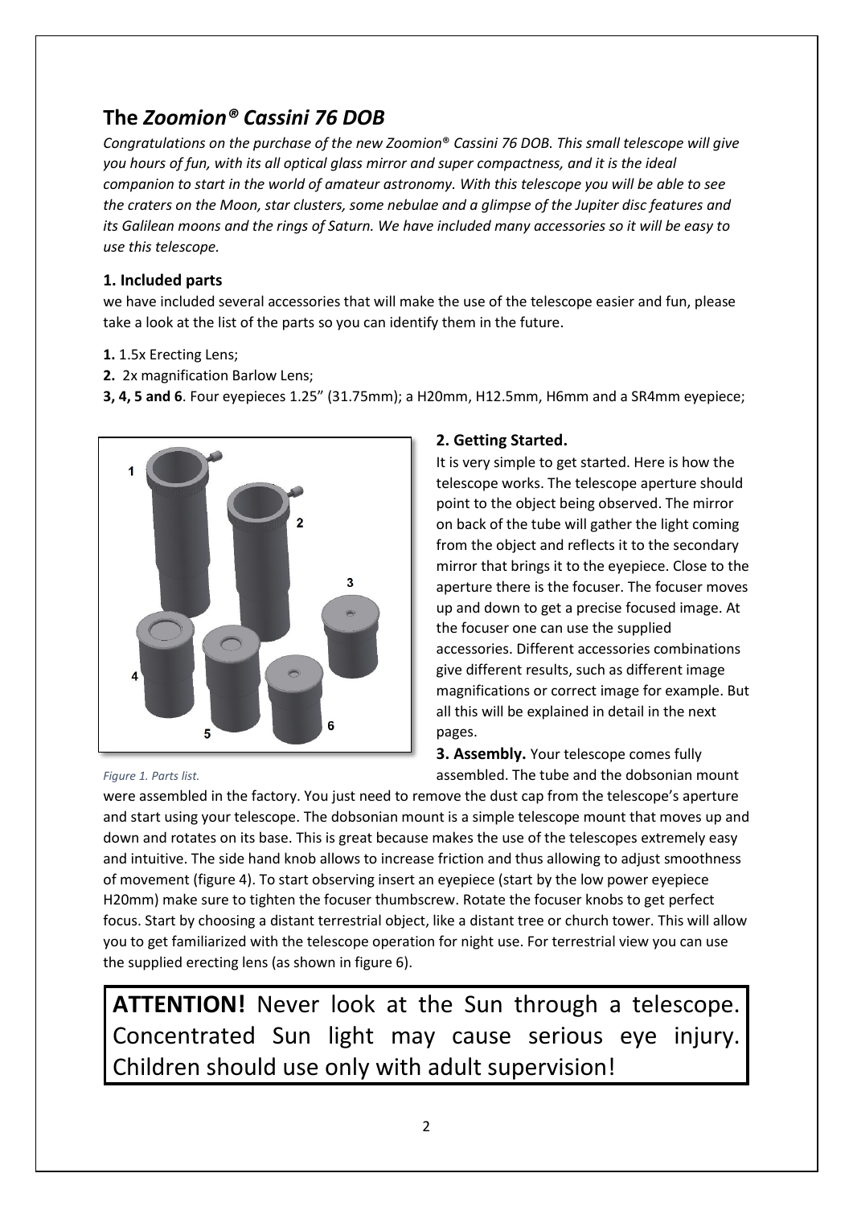## The *Zoomion® Cassini 76 DOB*

*Congratulations on the purchase of the new Zoomion® Cassini 76 DOB. This small telescope will give you hours of fun, with its all optical glass mirror and super compactness, and it is the ideal companion to start in the world of amateur astronomy. With this telescope you will be able to see the craters on the Moon, star clusters, some nebulae and a glimpse of the Jupiter disc features and its Galilean moons and the rings of Saturn. We have included many accessories so it will be easy to use this telescope.*

### 1. Included parts

we have included several accessories that will make the use of the telescope easier and fun, please take a look at the list of the parts so you can identify them in the future.

**1.** 1.5x Erecting Lens;

**2.** 2x magnification Barlow Lens;

**3, 4, 5 and 6**. Four eyepieces 1.25" (31.75mm); a H20mm, H12.5mm, H6mm and a SR4mm eyepiece;

*Figure 1. Parts list.*

### 2. Getting Started.

It is very simple to get started. Here is how the telescope works. The telescope aperture should point to the object being observed. The mirror on back of the tube will gather the light coming from the object and reflects it to the secondary mirror that brings it to the eyepiece. Close to the aperture there is the focuser. The focuser moves up and down to get a precise focused image. At the focuser one can use the supplied accessories. Different accessories combinations give different results, such as different image magnifications or correct image for example. But all this will be explained in detail in the next pages.

**3. Assembly.** Your telescope comes fully assembled. The tube and the dobsonian mount were assembled in the factory. You just need to remove the dust cap from the telescope's aperture and start using your telescope. The dobsonian mount is a simple telescope mount that moves up and down and rotates on its base. This is great because makes the use of the telescopes extremely easy and intuitive. The side hand knob allows to increase friction and thus allowing to adjust smoothness of movement (figure 4). To start observing insert an eyepiece (start by the low power eyepiece H20mm) make sure to tighten the focuser thumbscrew. Rotate the focuser knobs to get perfect focus. Start by choosing a distant terrestrial object, like a distant tree or church tower. This will allow you to get familiarized with the telescope operation for night use. For terrestrial view you can use the supplied erecting lens (as shown in figure 6).

**ATTENTION!** Never look at the Sun through a telescope. Concentrated Sun light may cause serious eye injury. Children should use only with adult supervision!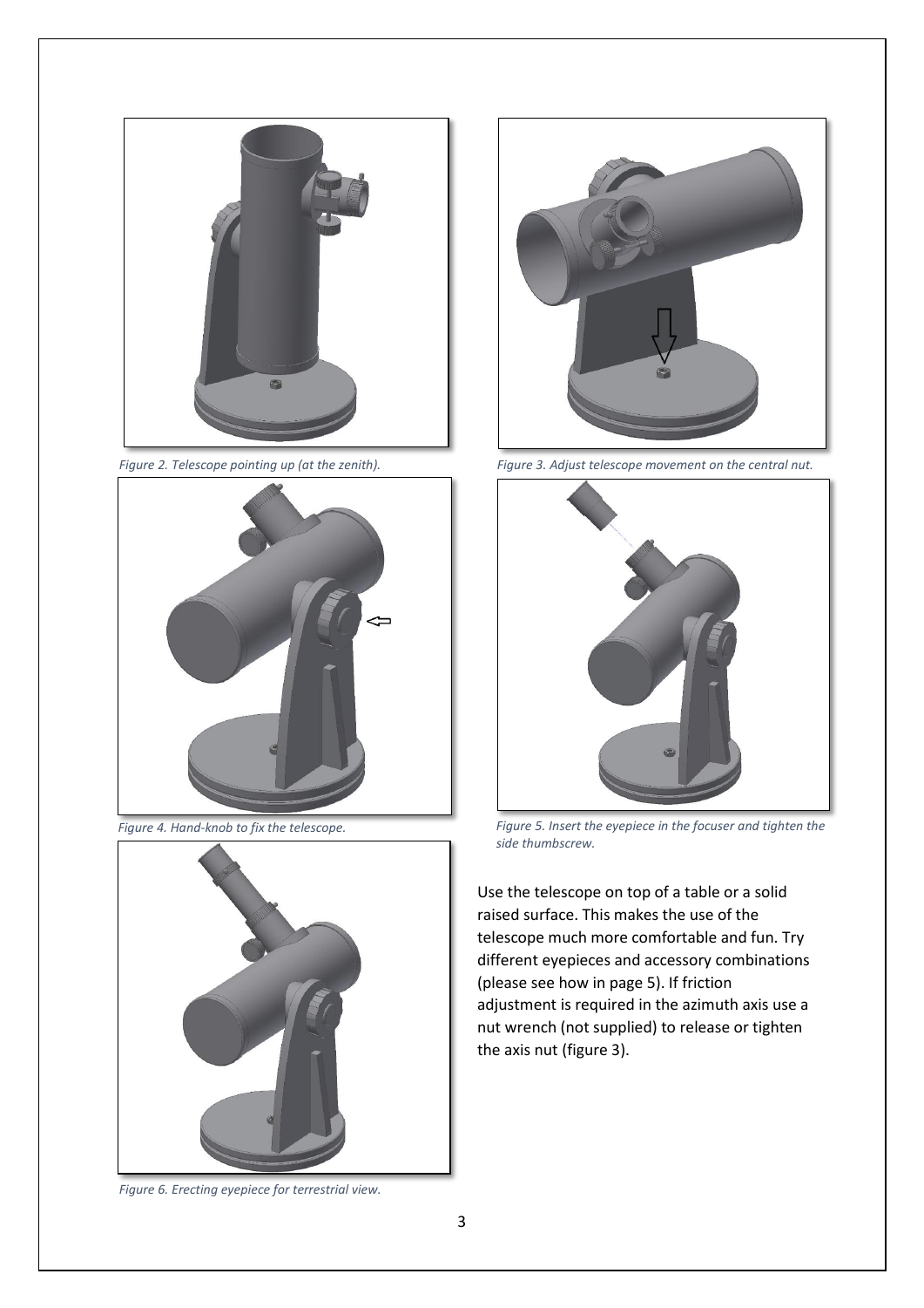*Figure 2. Telescope pointing up (at the zenith).*

*Figure 3. Adjust telescope movement on the central nut.*

*Figure 4. Hand-knob to fix the telescope.*

*Figure 5. Insert the eyepiece in the focuser and tighten the side thumbscrew.*

*Figure 6. Erecting eyepiece for terrestrial view.*

Use the telescope on top of a table or a solid raised surface. This makes the use of the telescope much more comfortable and fun. Try different eyepieces and accessory combinations (please see how in page 5). If friction adjustment is required in the azimuth axis use a nut wrench (not supplied) to release or tighten the axis nut (figure 3).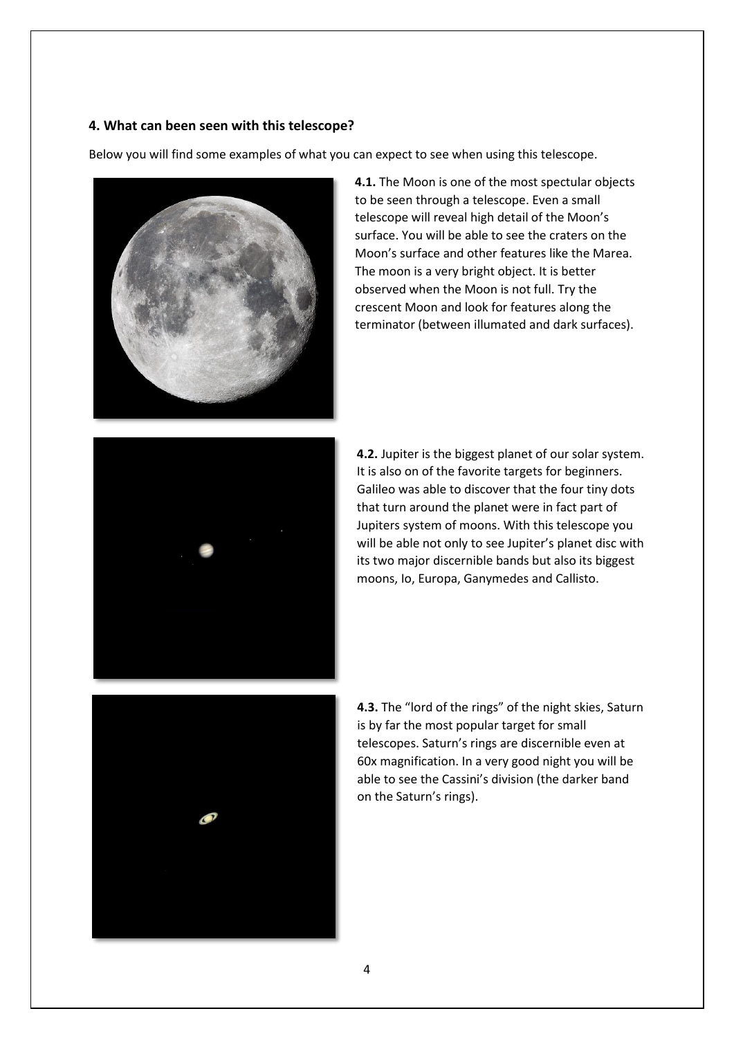### 4. What can been seen with this telescope?

Below you will find some examples of what you can expect to see when using this telescope.

**4.1.** The Moon is one of the most spectular objects to be seen through a telescope. Even a small telescope will reveal high detail of the Moon's surface. You will be able to see the craters on the Moon's surface and other features like the Marea. The moon is a very bright object. It is better observed when the Moon is not full. Try the crescent Moon and look for features along the terminator (between illumated and dark surfaces).

**4.2.** Jupiter is the biggest planet of our solar system. It is also on of the favorite targets for beginners. Galileo was able to discover that the four tiny dots that turn around the planet were in fact part of Jupiters system of moons. With this telescope you will be able not only to see Jupiter's planet disc with its two major discernible bands but also its biggest moons, Io, Europa, Ganymedes and Callisto.

**4.3.** The "lord of the rings" of the night skies, Saturn is by far the most popular target for small telescopes. Saturn's rings are discernible even at 60x magnification. In a very good night you will be able to see the Cassini's division (the darker band on the Saturn's rings).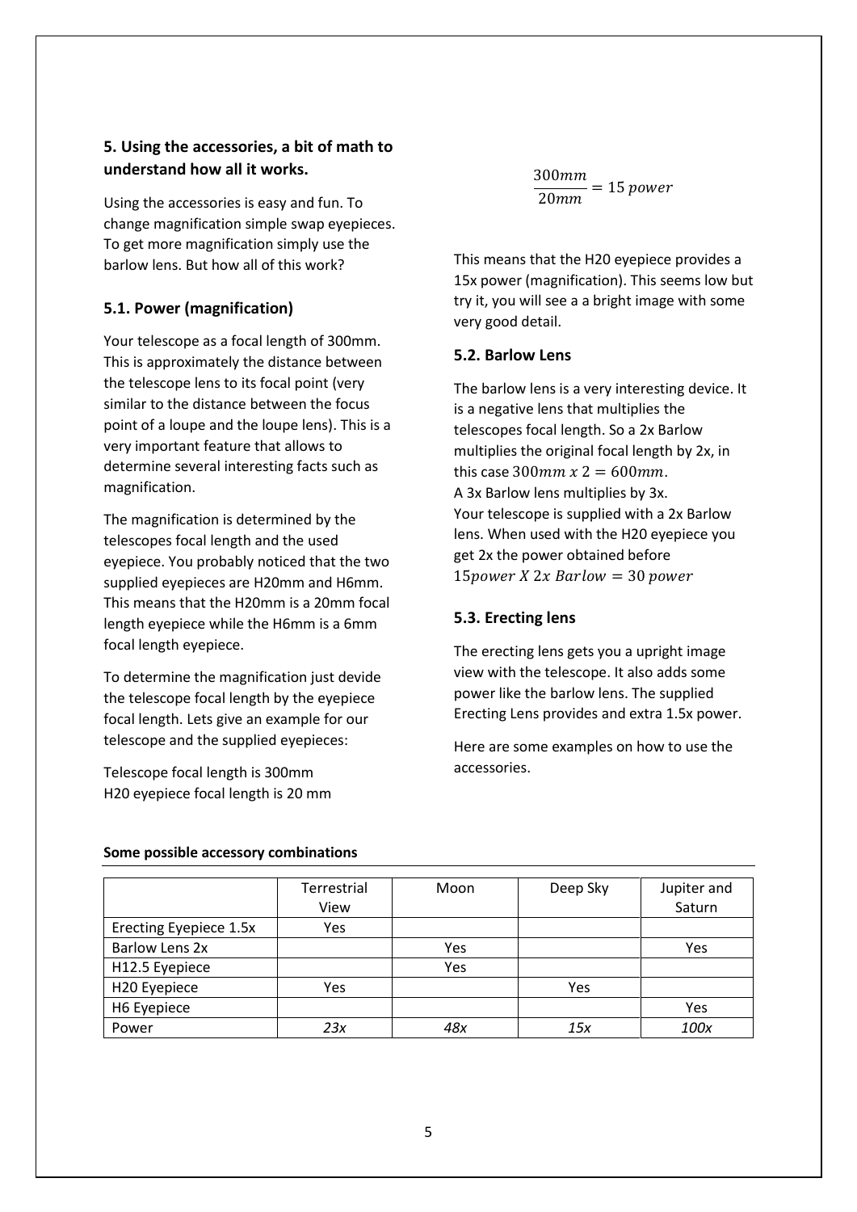## 5. Using the accessories, a bit of math to understand how all it works.

Using the accessories is easy and fun. To change magnification simple swap eyepieces. To get more magnification simply use the barlow lens. But how all of this work?

### 5.1. Power (magnification)

Your telescope as a focal length of 300mm. This is approximately the distance between the telescope lens to its focal point (very similar to the distance between the focus point of a loupe and the loupe lens). This is a very important feature that allows to determine several interesting facts such as magnification.

The magnification is determined by the telescopes focal length and the used eyepiece. You probably noticed that the two supplied eyepieces are H20mm and H6mm. This means that the H20mm is a 20mm focal length eyepiece while the H6mm is a 6mm focal length eyepiece.

To determine the magnification just devide the telescope focal length by the eyepiece focal length. Lets give an example for our telescope and the supplied eyepieces:

Telescope focal length is 300mm
H20 eyepiece focal length is 20 mm

$$\frac{300mm}{20mm} = 15\ power$$

This means that the H20 eyepiece provides a 15x power (magnification). This seems low but try it, you will see a a bright image with some very good detail.

### 5.2. Barlow Lens

The barlow lens is a very interesting device. It is a negative lens that multiplies the telescopes focal length. So a 2x Barlow multiplies the original focal length by 2x, in this case $300mm\ x\ 2 = 600mm$.
A 3x Barlow lens multiplies by 3x.
Your telescope is supplied with a 2x Barlow lens. When used with the H20 eyepiece you get 2x the power obtained before
$15power\ X\ 2x\ Barlow = 30\ power$

### 5.3. Erecting lens

The erecting lens gets you a upright image view with the telescope. It also adds some power like the barlow lens. The supplied Erecting Lens provides and extra 1.5x power.

Here are some examples on how to use the accessories.

**Some possible accessory combinations**

| | Terrestrial View | Moon | Deep Sky | Jupiter and Saturn |
|---|---|---|---|---|
| Erecting Eyepiece 1.5x | Yes | | | |
| Barlow Lens 2x | | Yes | | Yes |
| H12.5 Eyepiece | | Yes | | |
| H20 Eyepiece | Yes | | Yes | |
| H6 Eyepiece | | | | Yes |
| Power | *23x* | *48x* | *15x* | *100x* |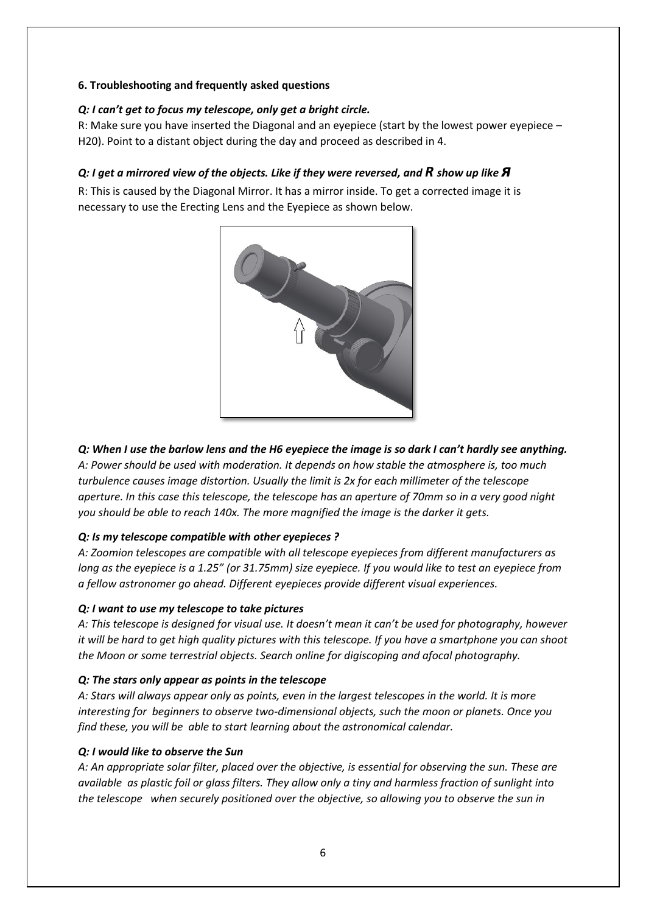**6. Troubleshooting and frequently asked questions**

***Q: I can't get to focus my telescope, only get a bright circle.***

R: Make sure you have inserted the Diagonal and an eyepiece (start by the lowest power eyepiece – H20). Point to a distant object during the day and proceed as described in 4.

***Q: I get a mirrored view of the objects. Like if they were reversed, and R show up like Я***

R: This is caused by the Diagonal Mirror. It has a mirror inside. To get a corrected image it is necessary to use the Erecting Lens and the Eyepiece as shown below.

***Q: When I use the barlow lens and the H6 eyepiece the image is so dark I can't hardly see anything.***

*A: Power should be used with moderation. It depends on how stable the atmosphere is, too much turbulence causes image distortion. Usually the limit is 2x for each millimeter of the telescope aperture. In this case this telescope, the telescope has an aperture of 70mm so in a very good night you should be able to reach 140x. The more magnified the image is the darker it gets.*

***Q: Is my telescope compatible with other eyepieces ?***

*A: Zoomion telescopes are compatible with all telescope eyepieces from different manufacturers as long as the eyepiece is a 1.25" (or 31.75mm) size eyepiece. If you would like to test an eyepiece from a fellow astronomer go ahead. Different eyepieces provide different visual experiences.*

***Q: I want to use my telescope to take pictures***

*A: This telescope is designed for visual use. It doesn't mean it can't be used for photography, however it will be hard to get high quality pictures with this telescope. If you have a smartphone you can shoot the Moon or some terrestrial objects. Search online for digiscoping and afocal photography.*

***Q: The stars only appear as points in the telescope***

*A: Stars will always appear only as points, even in the largest telescopes in the world. It is more interesting for beginners to observe two-dimensional objects, such the moon or planets. Once you find these, you will be able to start learning about the astronomical calendar.*

***Q: I would like to observe the Sun***

*A: An appropriate solar filter, placed over the objective, is essential for observing the sun. These are available as plastic foil or glass filters. They allow only a tiny and harmless fraction of sunlight into the telescope when securely positioned over the objective, so allowing you to observe the sun in*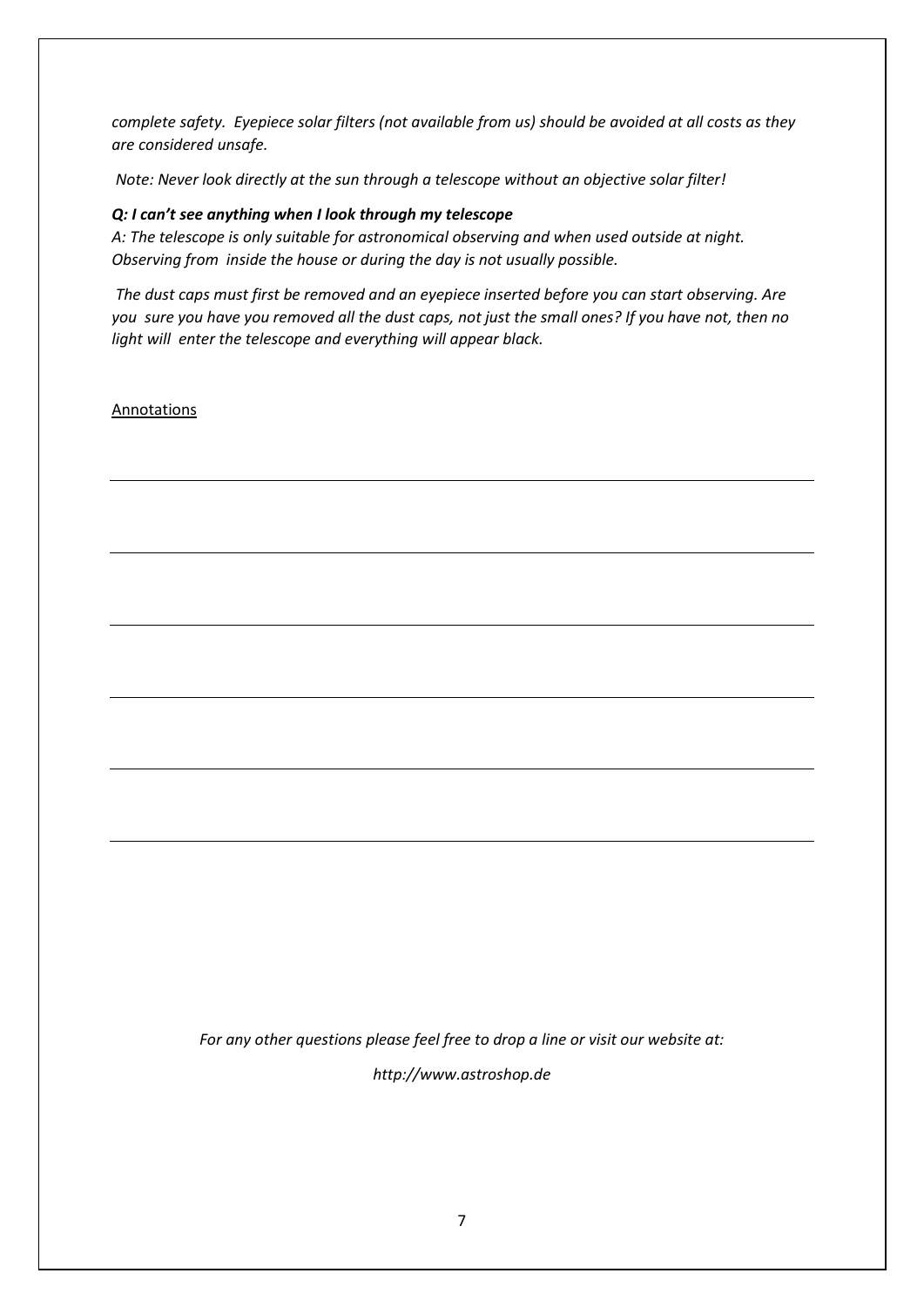*complete safety. Eyepiece solar filters (not available from us) should be avoided at all costs as they are considered unsafe.*

*Note: Never look directly at the sun through a telescope without an objective solar filter!*

***Q: I can't see anything when I look through my telescope***

*A: The telescope is only suitable for astronomical observing and when used outside at night. Observing from inside the house or during the day is not usually possible.*

*The dust caps must first be removed and an eyepiece inserted before you can start observing. Are you sure you have you removed all the dust caps, not just the small ones? If you have not, then no light will enter the telescope and everything will appear black.*

<u>Annotations</u>

---

---

---

---

---

---

*For any other questions please feel free to drop a line or visit our website at:*

*http://www.astroshop.de*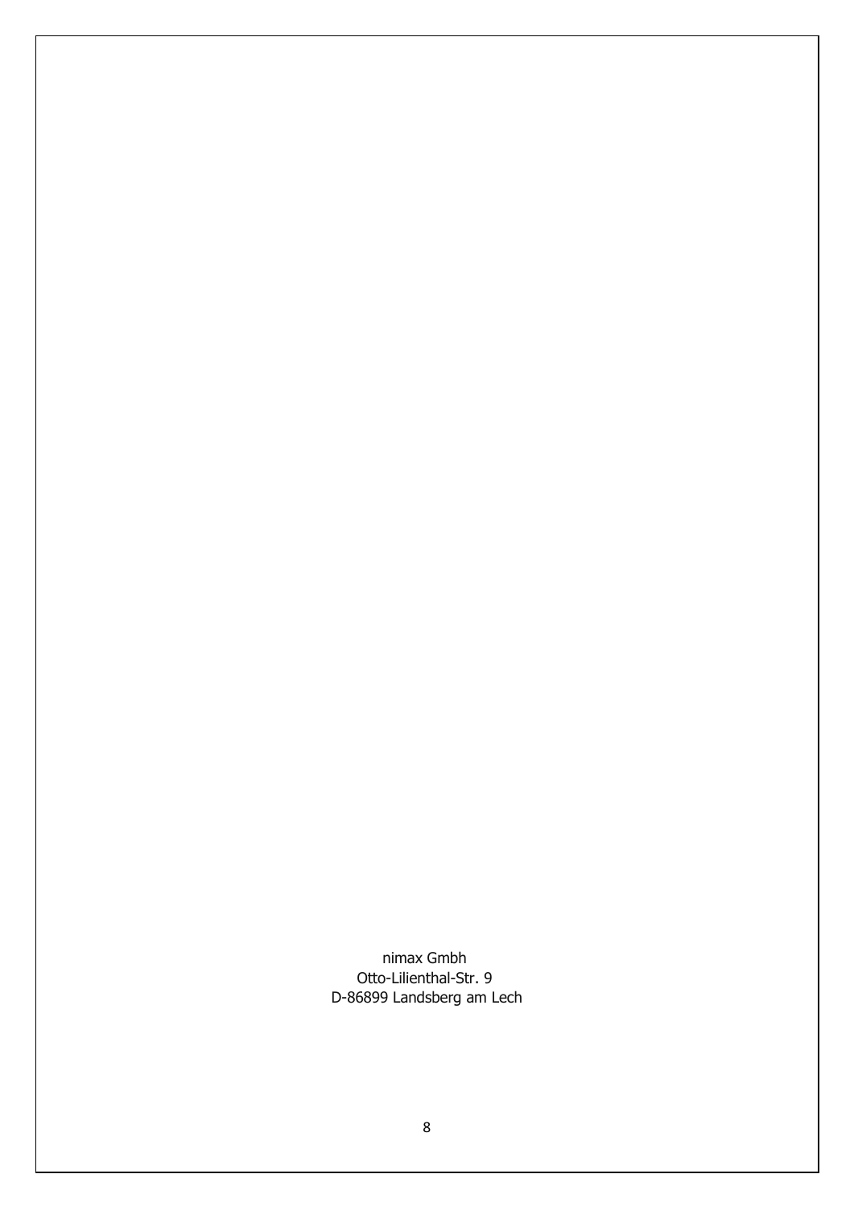nimax Gmbh
Otto-Lilienthal-Str. 9
D-86899 Landsberg am Lech